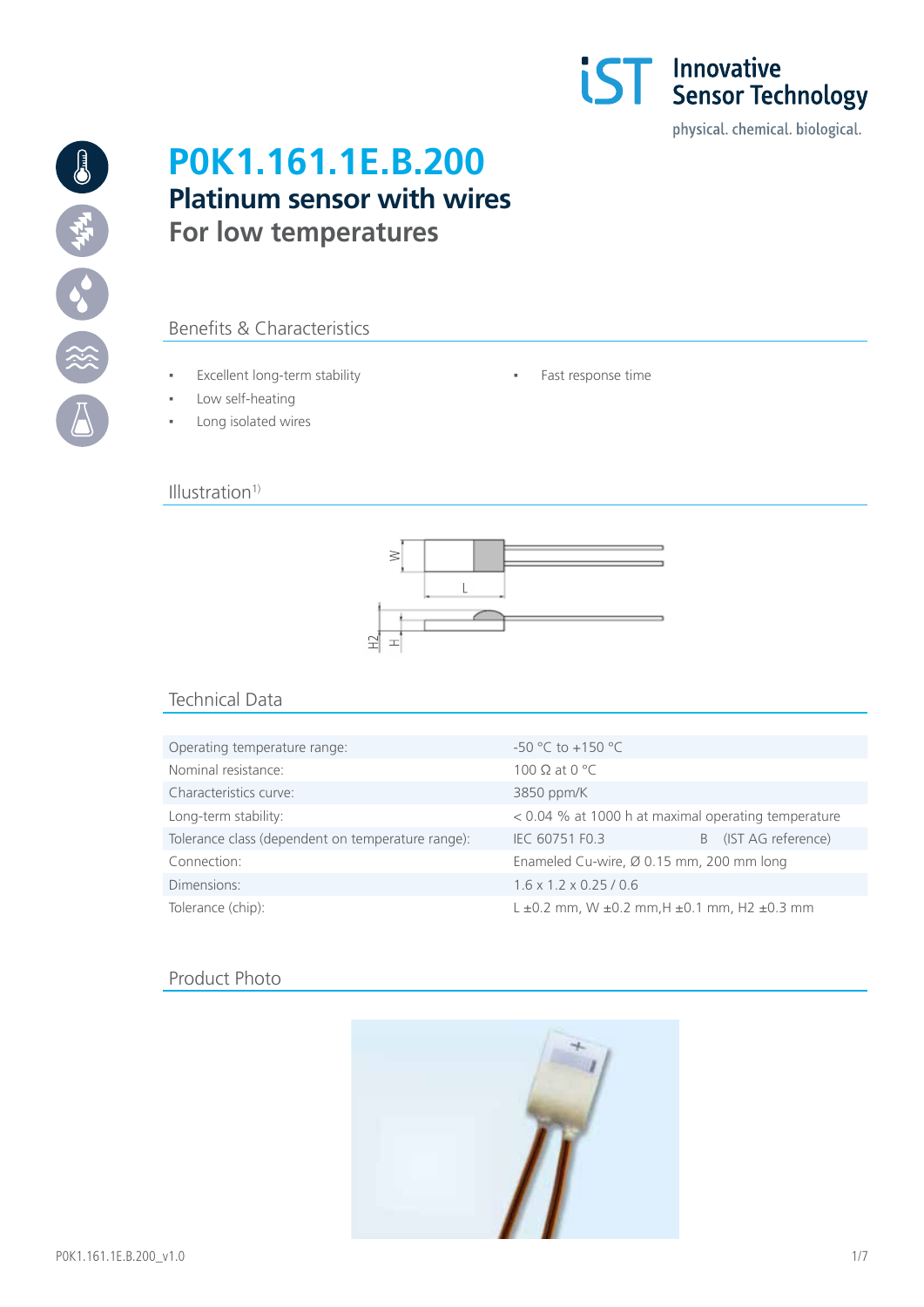# P0K1.161.1E.B.200

## Platinum sensor with wires

## For low temperatures

### Benefits & Characteristics

- Excellent long-term stability
- Low self-heating
- Long isolated wires
- Fast response time

### Illustration[1)]

### Technical Data

| | |
|---|---|
| Operating temperature range: | -50 °C to +150 °C |
| Nominal resistance: | 100 Ω at 0 °C |
| Characteristics curve: | 3850 ppm/K |
| Long-term stability: | < 0.04 % at 1000 h at maximal operating temperature |
| Tolerance class (dependent on temperature range): | IEC 60751 F0.3 B (IST AG reference) |
| Connection: | Enameled Cu-wire, Ø 0.15 mm, 200 mm long |
| Dimensions: | 1.6 x 1.2 x 0.25 / 0.6 |
| Tolerance (chip): | L ±0.2 mm, W ±0.2 mm,H ±0.1 mm, H2 ±0.3 mm |

### Product Photo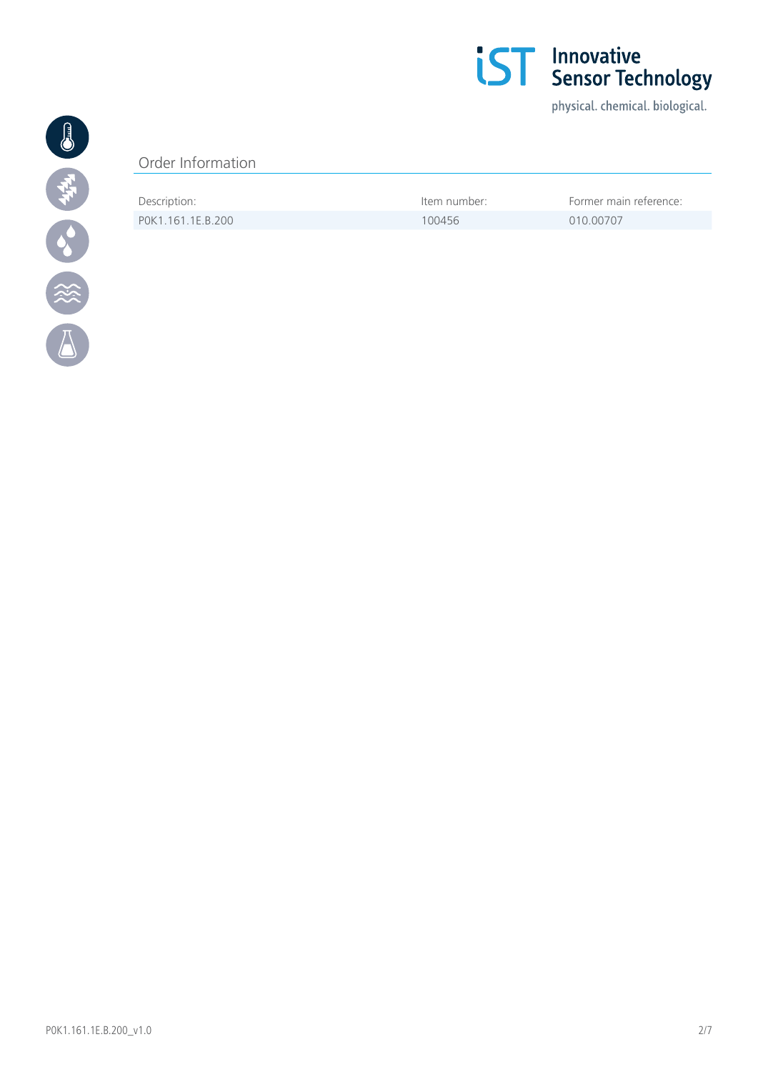## Order Information

| Description: | Item number: | Former main reference: |
| --- | --- | --- |
| P0K1.161.1E.B.200 | 100456 | 010.00707 |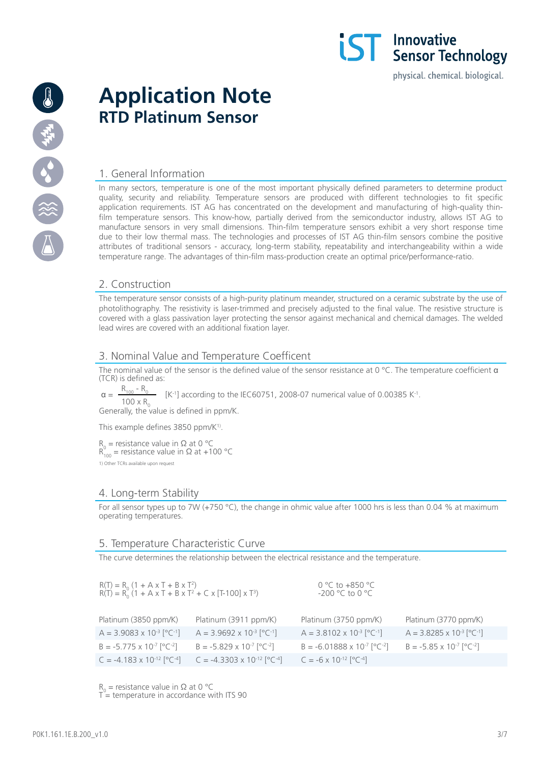# Application Note
## RTD Platinum Sensor

## 1. General Information

In many sectors, temperature is one of the most important physically defined parameters to determine product quality, security and reliability. Temperature sensors are produced with different technologies to fit specific application requirements. IST AG has concentrated on the development and manufacturing of high-quality thin-film temperature sensors. This know-how, partially derived from the semiconductor industry, allows IST AG to manufacture sensors in very small dimensions. Thin-film temperature sensors exhibit a very short response time due to their low thermal mass. The technologies and processes of IST AG thin-film sensors combine the positive attributes of traditional sensors - accuracy, long-term stability, repeatability and interchangeability within a wide temperature range. The advantages of thin-film mass-production create an optimal price/performance-ratio.

## 2. Construction

The temperature sensor consists of a high-purity platinum meander, structured on a ceramic substrate by the use of photolithography. The resistivity is laser-trimmed and precisely adjusted to the final value. The resistive structure is covered with a glass passivation layer protecting the sensor against mechanical and chemical damages. The welded lead wires are covered with an additional fixation layer.

## 3. Nominal Value and Temperature Coefficent

The nominal value of the sensor is the defined value of the sensor resistance at 0 °C. The temperature coefficient α (TCR) is defined as:

$$\alpha = \frac{R_{100} - R_0}{100 \times R_0}$$

[$K^{-1}$] according to the IEC60751, 2008-07 numerical value of 0.00385 $K^{-1}$.

Generally, the value is defined in ppm/K.

This example defines 3850 ppm/K[1].

$R_0$ = resistance value in Ω at 0 °C
$R_{100}$ = resistance value in Ω at +100 °C

1) Other TCRs available upon request

## 4. Long-term Stability

For all sensor types up to 7W (+750 °C), the change in ohmic value after 1000 hrs is less than 0.04 % at maximum operating temperatures.

## 5. Temperature Characteristic Curve

The curve determines the relationship between the electrical resistance and the temperature.

| Equation | Range |
|---|---|
| $R(T) = R_0 (1 + A \times T + B \times T^2)$ | 0 °C to +850 °C |
| $R(T) = R_0 (1 + A \times T + B \times T^2 + C \times [T-100] \times T^3)$ | -200 °C to 0 °C |

| Platinum (3850 ppm/K) | Platinum (3911 ppm/K) | Platinum (3750 ppm/K) | Platinum (3770 ppm/K) |
|---|---|---|---|
| $A = 3.9083 \times 10^{-3}$ [$°C^{-1}$] | $A = 3.9692 \times 10^{-3}$ [$°C^{-1}$] | $A = 3.8102 \times 10^{-3}$ [$°C^{-1}$] | $A = 3.8285 \times 10^{-3}$ [$°C^{-1}$] |
| $B = -5.775 \times 10^{-7}$ [$°C^{-2}$] | $B = -5.829 \times 10^{-7}$ [$°C^{-2}$] | $B = -6.01888 \times 10^{-7}$ [$°C^{-2}$] | $B = -5.85 \times 10^{-7}$ [$°C^{-2}$] |
| $C = -4.183 \times 10^{-12}$ [$°C^{-4}$] | $C = -4.3303 \times 10^{-12}$ [$°C^{-4}$] | $C = -6 \times 10^{-12}$ [$°C^{-4}$] | |

$R_0$ = resistance value in Ω at 0 °C
T = temperature in accordance with ITS 90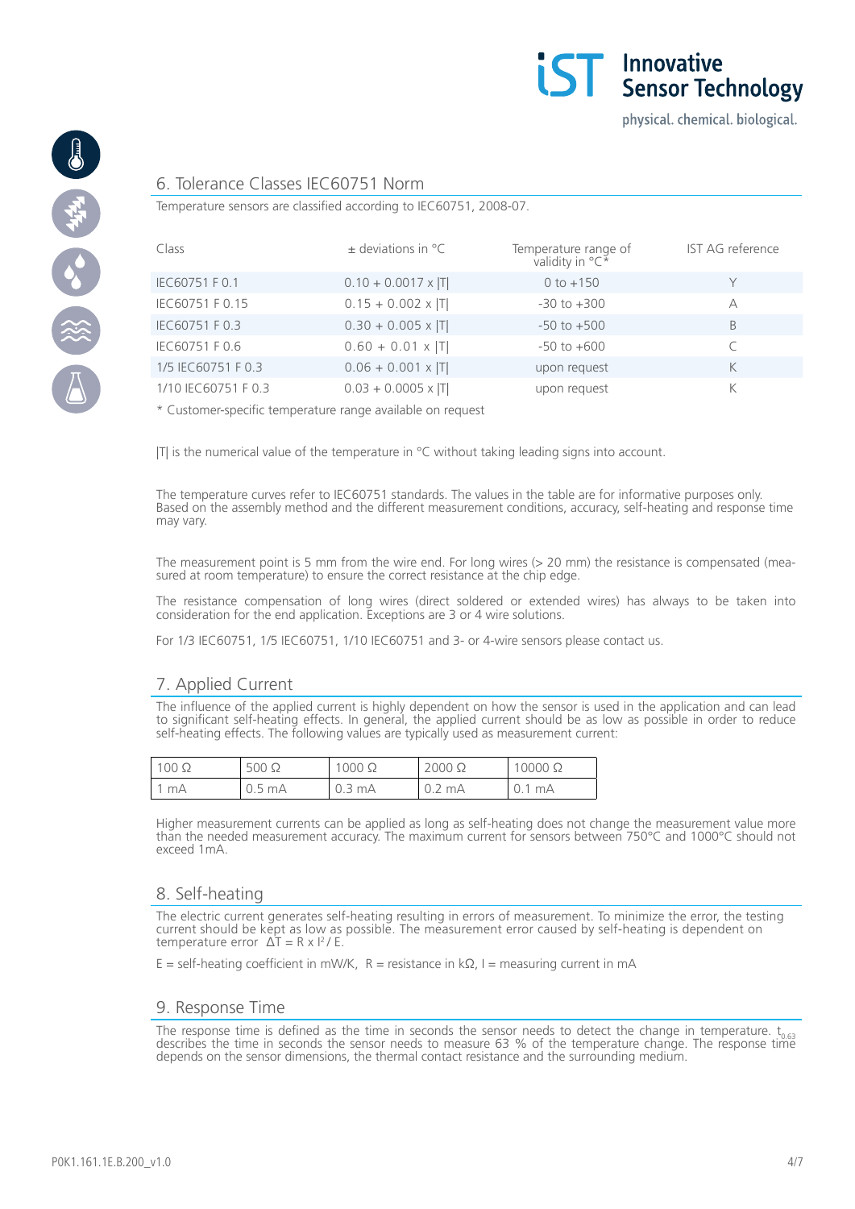## 6. Tolerance Classes IEC60751 Norm

Temperature sensors are classified according to IEC60751, 2008-07.

| Class | ± deviations in °C | Temperature range of validity in °C* | IST AG reference |
|---|---|---|---|
| IEC60751 F 0.1 | 0.10 + 0.0017 x \|T\| | 0 to +150 | Y |
| IEC60751 F 0.15 | 0.15 + 0.002 x \|T\| | -30 to +300 | A |
| IEC60751 F 0.3 | 0.30 + 0.005 x \|T\| | -50 to +500 | B |
| IEC60751 F 0.6 | 0.60 + 0.01 x \|T\| | -50 to +600 | C |
| 1/5 IEC60751 F 0.3 | 0.06 + 0.001 x \|T\| | upon request | K |
| 1/10 IEC60751 F 0.3 | 0.03 + 0.0005 x \|T\| | upon request | K |

* Customer-specific temperature range available on request

|T| is the numerical value of the temperature in °C without taking leading signs into account.

The temperature curves refer to IEC60751 standards. The values in the table are for informative purposes only. Based on the assembly method and the different measurement conditions, accuracy, self-heating and response time may vary.

The measurement point is 5 mm from the wire end. For long wires (> 20 mm) the resistance is compensated (measured at room temperature) to ensure the correct resistance at the chip edge.

The resistance compensation of long wires (direct soldered or extended wires) has always to be taken into consideration for the end application. Exceptions are 3 or 4 wire solutions.

For 1/3 IEC60751, 1/5 IEC60751, 1/10 IEC60751 and 3- or 4-wire sensors please contact us.

## 7. Applied Current

The influence of the applied current is highly dependent on how the sensor is used in the application and can lead to significant self-heating effects. In general, the applied current should be as low as possible in order to reduce self-heating effects. The following values are typically used as measurement current:

| 100 Ω | 500 Ω | 1000 Ω | 2000 Ω | 10000 Ω |
|---|---|---|---|---|
| 1 mA | 0.5 mA | 0.3 mA | 0.2 mA | 0.1 mA |

Higher measurement currents can be applied as long as self-heating does not change the measurement value more than the needed measurement accuracy. The maximum current for sensors between 750°C and 1000°C should not exceed 1mA.

## 8. Self-heating

The electric current generates self-heating resulting in errors of measurement. To minimize the error, the testing current should be kept as low as possible. The measurement error caused by self-heating is dependent on temperature error $\Delta T = R \times I^2 / E$.

E = self-heating coefficient in mW/K, R = resistance in kΩ, I = measuring current in mA

## 9. Response Time

The response time is defined as the time in seconds the sensor needs to detect the change in temperature. $t_{0.63}$ describes the time in seconds the sensor needs to measure 63 % of the temperature change. The response time depends on the sensor dimensions, the thermal contact resistance and the surrounding medium.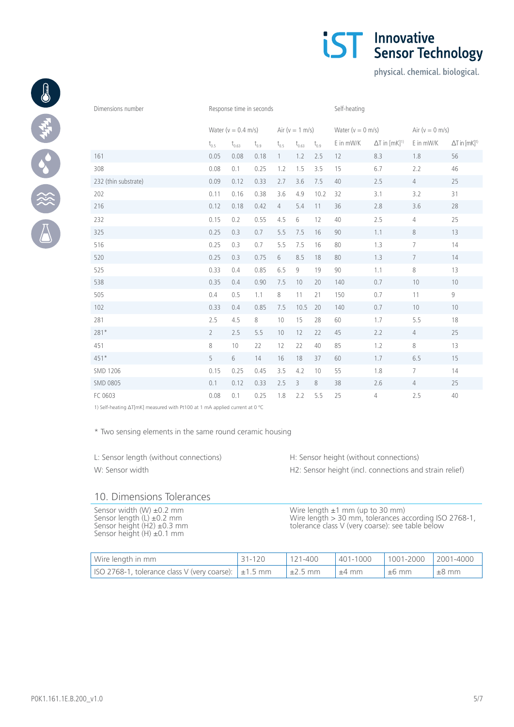| Dimensions number | Response time in seconds | | | | | | Self-heating | | | |
|---|---|---|---|---|---|---|---|---|---|---|
| | Water (v = 0.4 m/s) | | | Air (v = 1 m/s) | | | Water (v = 0 m/s) | | Air (v = 0 m/s) | |
| | $t_{0.5}$ | $t_{0.63}$ | $t_{0.9}$ | $t_{0.5}$ | $t_{0.63}$ | $t_{0.9}$ | E in mW/K | ΔT in [mK][1)] | E in mW/K | ΔT in [mK][1)] |
| 161 | 0.05 | 0.08 | 0.18 | 1 | 1.2 | 2.5 | 12 | 8.3 | 1.8 | 56 |
| 308 | 0.08 | 0.1 | 0.25 | 1.2 | 1.5 | 3.5 | 15 | 6.7 | 2.2 | 46 |
| 232 (thin substrate) | 0.09 | 0.12 | 0.33 | 2.7 | 3.6 | 7.5 | 40 | 2.5 | 4 | 25 |
| 202 | 0.11 | 0.16 | 0.38 | 3.6 | 4.9 | 10.2 | 32 | 3.1 | 3.2 | 31 |
| 216 | 0.12 | 0.18 | 0.42 | 4 | 5.4 | 11 | 36 | 2.8 | 3.6 | 28 |
| 232 | 0.15 | 0.2 | 0.55 | 4.5 | 6 | 12 | 40 | 2.5 | 4 | 25 |
| 325 | 0.25 | 0.3 | 0.7 | 5.5 | 7.5 | 16 | 90 | 1.1 | 8 | 13 |
| 516 | 0.25 | 0.3 | 0.7 | 5.5 | 7.5 | 16 | 80 | 1.3 | 7 | 14 |
| 520 | 0.25 | 0.3 | 0.75 | 6 | 8.5 | 18 | 80 | 1.3 | 7 | 14 |
| 525 | 0.33 | 0.4 | 0.85 | 6.5 | 9 | 19 | 90 | 1.1 | 8 | 13 |
| 538 | 0.35 | 0.4 | 0.90 | 7.5 | 10 | 20 | 140 | 0.7 | 10 | 10 |
| 505 | 0.4 | 0.5 | 1.1 | 8 | 11 | 21 | 150 | 0.7 | 11 | 9 |
| 102 | 0.33 | 0.4 | 0.85 | 7.5 | 10.5 | 20 | 140 | 0.7 | 10 | 10 |
| 281 | 2.5 | 4.5 | 8 | 10 | 15 | 28 | 60 | 1.7 | 5.5 | 18 |
| 281* | 2 | 2.5 | 5.5 | 10 | 12 | 22 | 45 | 2.2 | 4 | 25 |
| 451 | 8 | 10 | 22 | 12 | 22 | 40 | 85 | 1.2 | 8 | 13 |
| 451* | 5 | 6 | 14 | 16 | 18 | 37 | 60 | 1.7 | 6.5 | 15 |
| SMD 1206 | 0.15 | 0.25 | 0.45 | 3.5 | 4.2 | 10 | 55 | 1.8 | 7 | 14 |
| SMD 0805 | 0.1 | 0.12 | 0.33 | 2.5 | 3 | 8 | 38 | 2.6 | 4 | 25 |
| FC 0603 | 0.08 | 0.1 | 0.25 | 1.8 | 2.2 | 5.5 | 25 | 4 | 2.5 | 40 |

1) Self-heating ΔT[mK] measured with Pt100 at 1 mA applied current at 0 °C

* Two sensing elements in the same round ceramic housing

L: Sensor length (without connections)
W: Sensor width

H: Sensor height (without connections)
H2: Sensor height (incl. connections and strain relief)

## 10. Dimensions Tolerances

Sensor width (W) ±0.2 mm
Sensor length (L) ±0.2 mm
Sensor height (H2) ±0.3 mm
Sensor height (H) ±0.1 mm

Wire length ±1 mm (up to 30 mm)
Wire length > 30 mm, tolerances according ISO 2768-1, tolerance class V (very coarse): see table below

| Wire length in mm | 31-120 | 121-400 | 401-1000 | 1001-2000 | 2001-4000 |
|---|---|---|---|---|---|
| ISO 2768-1, tolerance class V (very coarse): | ±1.5 mm | ±2.5 mm | ±4 mm | ±6 mm | ±8 mm |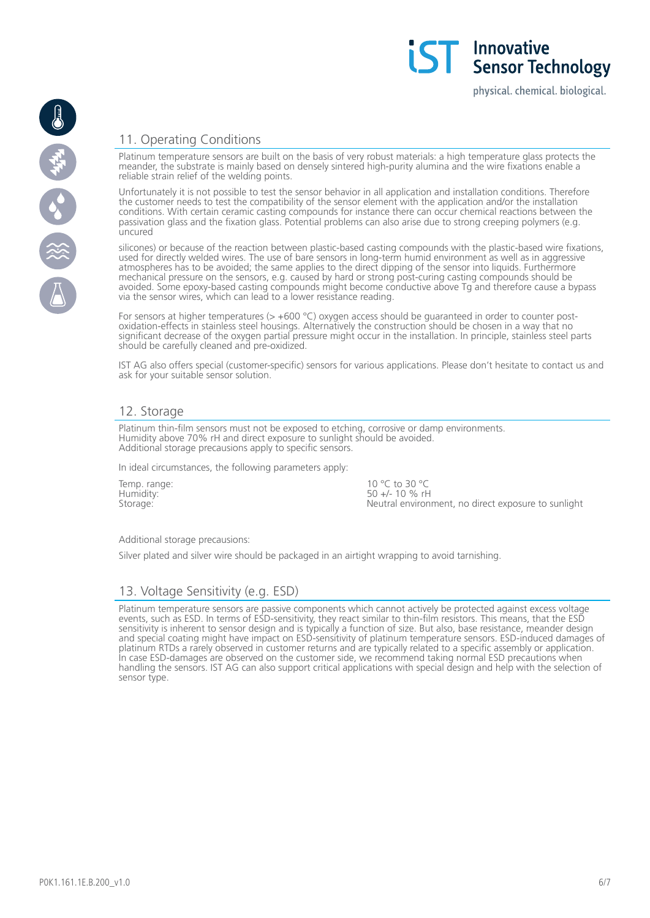## 11. Operating Conditions

Platinum temperature sensors are built on the basis of very robust materials: a high temperature glass protects the meander, the substrate is mainly based on densely sintered high-purity alumina and the wire fixations enable a reliable strain relief of the welding points.

Unfortunately it is not possible to test the sensor behavior in all application and installation conditions. Therefore the customer needs to test the compatibility of the sensor element with the application and/or the installation conditions. With certain ceramic casting compounds for instance there can occur chemical reactions between the passivation glass and the fixation glass. Potential problems can also arise due to strong creeping polymers (e.g. uncured

silicones) or because of the reaction between plastic-based casting compounds with the plastic-based wire fixations, used for directly welded wires. The use of bare sensors in long-term humid environment as well as in aggressive atmospheres has to be avoided; the same applies to the direct dipping of the sensor into liquids. Furthermore mechanical pressure on the sensors, e.g. caused by hard or strong post-curing casting compounds should be avoided. Some epoxy-based casting compounds might become conductive above Tg and therefore cause a bypass via the sensor wires, which can lead to a lower resistance reading.

For sensors at higher temperatures (> +600 °C) oxygen access should be guaranteed in order to counter post-oxidation-effects in stainless steel housings. Alternatively the construction should be chosen in a way that no significant decrease of the oxygen partial pressure might occur in the installation. In principle, stainless steel parts should be carefully cleaned and pre-oxidized.

IST AG also offers special (customer-specific) sensors for various applications. Please don't hesitate to contact us and ask for your suitable sensor solution.

## 12. Storage

Platinum thin-film sensors must not be exposed to etching, corrosive or damp environments.
Humidity above 70% rH and direct exposure to sunlight should be avoided.
Additional storage precautions apply to specific sensors.

In ideal circumstances, the following parameters apply:

| | |
|---|---|
| Temp. range: | 10 °C to 30 °C |
| Humidity: | 50 +/- 10 % rH |
| Storage: | Neutral environment, no direct exposure to sunlight |

Additional storage precautions:

Silver plated and silver wire should be packaged in an airtight wrapping to avoid tarnishing.

## 13. Voltage Sensitivity (e.g. ESD)

Platinum temperature sensors are passive components which cannot actively be protected against excess voltage events, such as ESD. In terms of ESD-sensitivity, they react similar to thin-film resistors. This means, that the ESD sensitivity is inherent to sensor design and is typically a function of size. But also, base resistance, meander design and special coating might have impact on ESD-sensitivity of platinum temperature sensors. ESD-induced damages of platinum RTDs a rarely observed in customer returns and are typically related to a specific assembly or application. In case ESD-damages are observed on the customer side, we recommend taking normal ESD precautions when handling the sensors. IST AG can also support critical applications with special design and help with the selection of sensor type.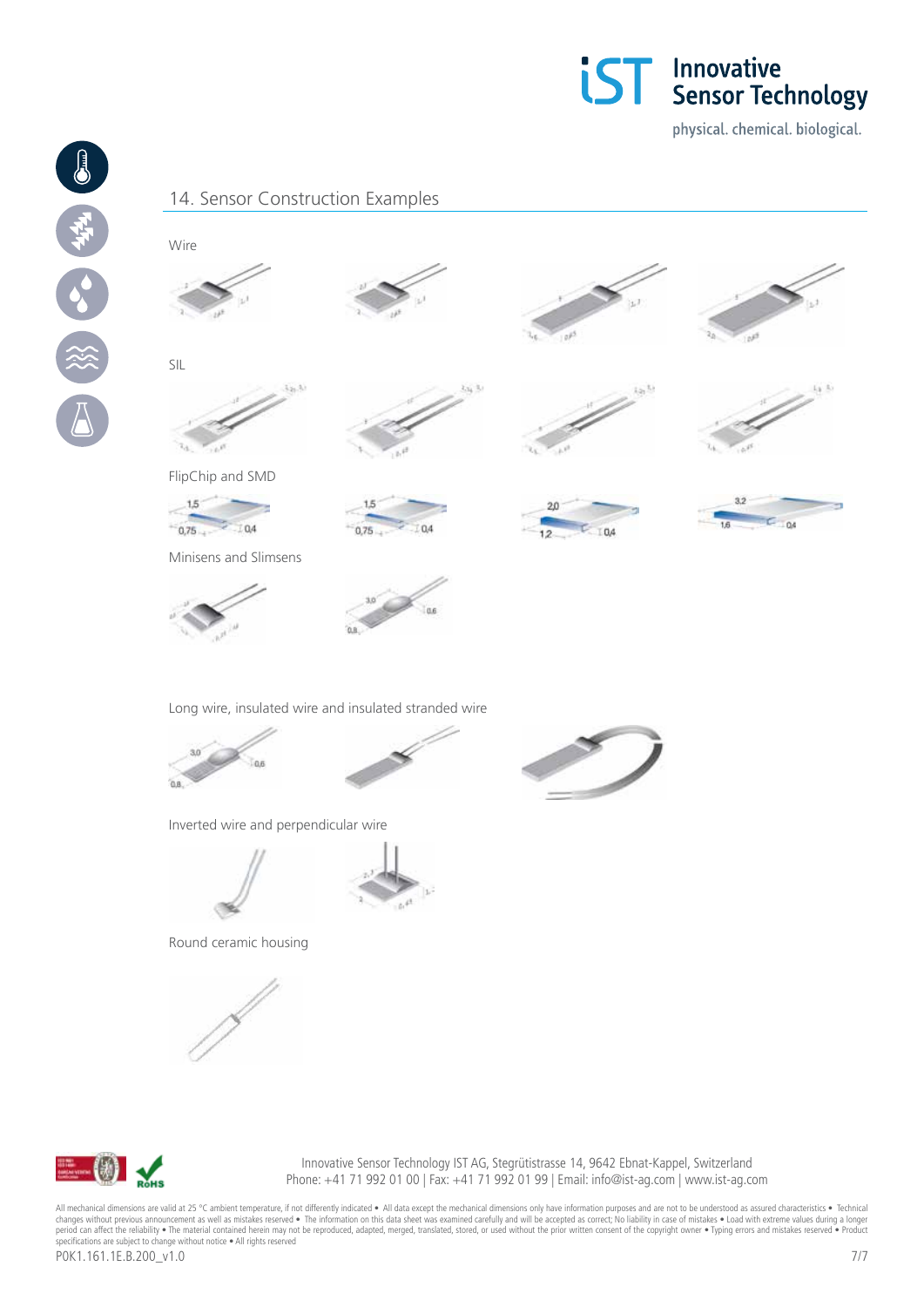## 14. Sensor Construction Examples

Wire

SIL

FlipChip and SMD

1,5
0,75
0,4

1,5
0,75
0,4

2,0
1,2
0,4

3,2
1,6
0,4

Minisens and Slimsens

3,0
0,6
0,8

Long wire, insulated wire and insulated stranded wire

3,0
0,6
0,8

Inverted wire and perpendicular wire

Round ceramic housing

Innovative Sensor Technology IST AG, Stegrütistrasse 14, 9642 Ebnat-Kappel, Switzerland
Phone: +41 71 992 01 00 | Fax: +41 71 992 01 99 | Email: info@ist-ag.com | www.ist-ag.com

All mechanical dimensions are valid at 25 °C ambient temperature, if not differently indicated • All data except the mechanical dimensions only have information purposes and are not to be understood as assured characteristics • Technical changes without previous announcement as well as mistakes reserved • The information on this data sheet was examined carefully and will be accepted as correct; No liability in case of mistakes • Load with extreme values during a longer period can affect the reliability • The material contained herein may not be reproduced, adapted, merged, translated, stored, or used without the prior written consent of the copyright owner • Typing errors and mistakes reserved • Product specifications are subject to change without notice • All rights reserved

P0K1.161.1E.B.200_v1.0